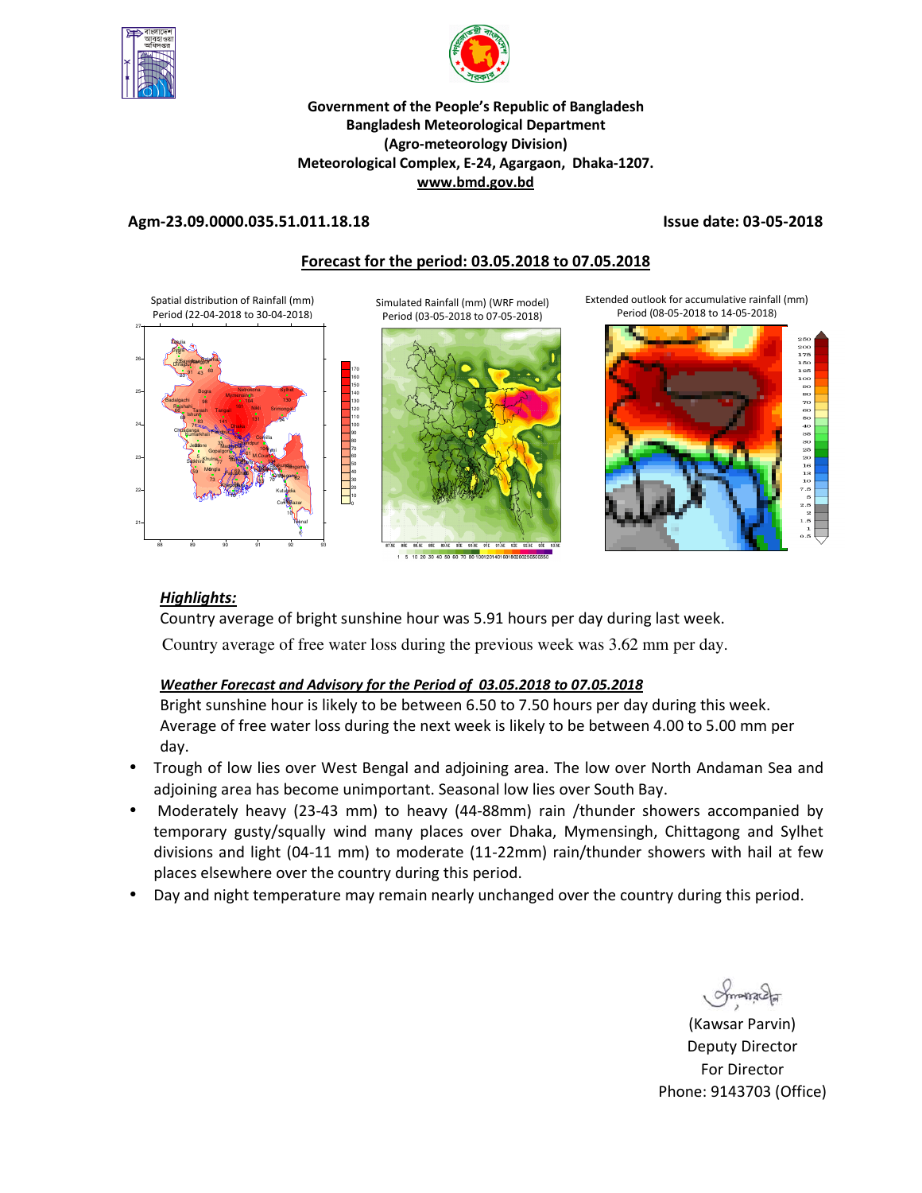**Government of the People's Republic of Bangladesh**
**Bangladesh Meteorological Department**
**(Agro-meteorology Division)**
**Meteorological Complex, E-24, Agargaon, Dhaka-1207.**
**www.bmd.gov.bd**

**Agm-23.09.0000.035.51.011.18.18** **Issue date: 03-05-2018**

## Forecast for the period: 03.05.2018 to 07.05.2018

Spatial distribution of Rainfall (mm)
Period (22-04-2018 to 30-04-2018)

Simulated Rainfall (mm) (WRF model)
Period (03-05-2018 to 07-05-2018)

Extended outlook for accumulative rainfall (mm)
Period (08-05-2018 to 14-05-2018)

### *Highlights:*

Country average of bright sunshine hour was 5.91 hours per day during last week.

Country average of free water loss during the previous week was 3.62 mm per day.

### *Weather Forecast and Advisory for the Period of 03.05.2018 to 07.05.2018*

Bright sunshine hour is likely to be between 6.50 to 7.50 hours per day during this week.
Average of free water loss during the next week is likely to be between 4.00 to 5.00 mm per day.

- Trough of low lies over West Bengal and adjoining area. The low over North Andaman Sea and adjoining area has become unimportant. Seasonal low lies over South Bay.
- Moderately heavy (23-43 mm) to heavy (44-88mm) rain /thunder showers accompanied by temporary gusty/squally wind many places over Dhaka, Mymensingh, Chittagong and Sylhet divisions and light (04-11 mm) to moderate (11-22mm) rain/thunder showers with hail at few places elsewhere over the country during this period.
- Day and night temperature may remain nearly unchanged over the country during this period.

(Kawsar Parvin)
Deputy Director
For Director
Phone: 9143703 (Office)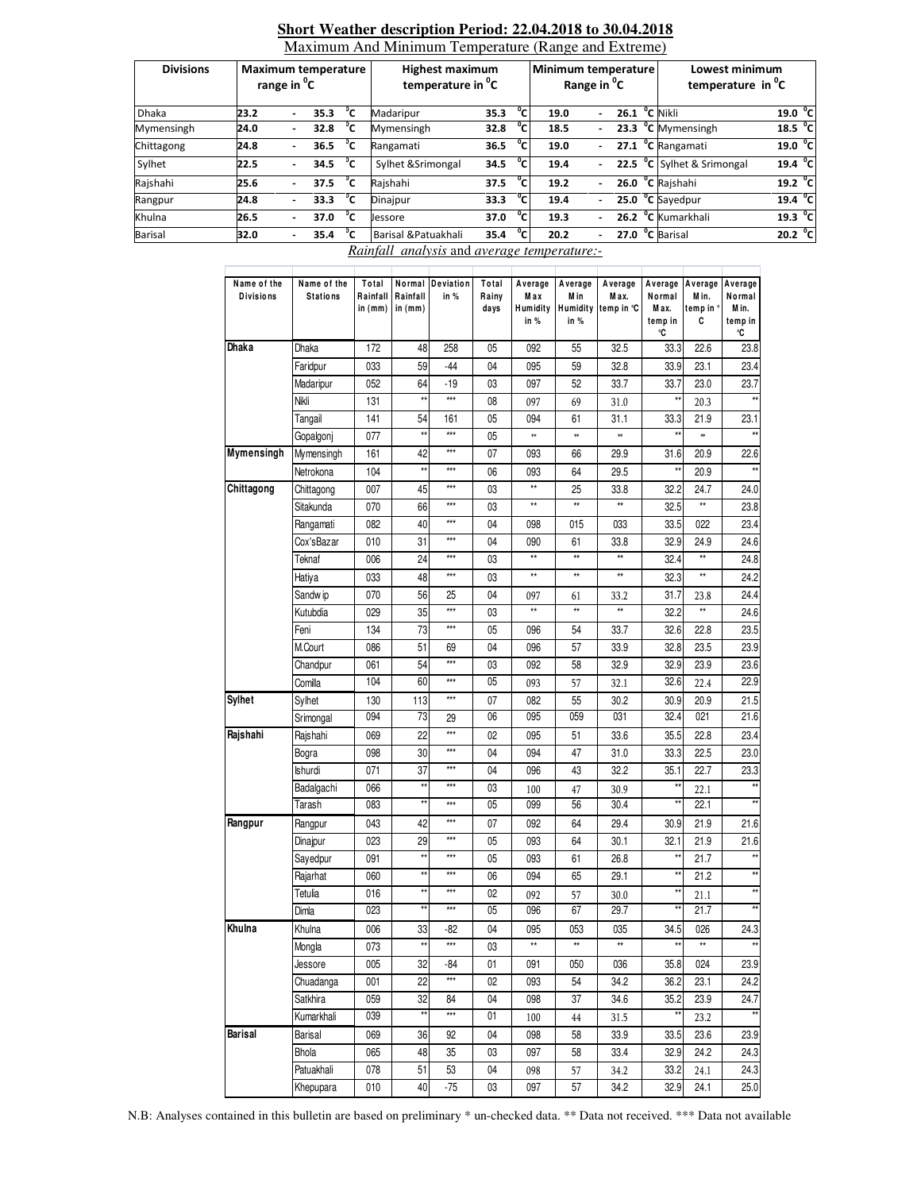## Short Weather description Period: 22.04.2018 to 30.04.2018

Maximum And Minimum Temperature (Range and Extreme)

| Divisions | Maximum temperature range in °C | Highest maximum temperature in °C | | Minimum temperature Range in °C | Lowest minimum temperature in °C | |
|---|---|---|---|---|---|---|
| Dhaka | 23.2 - 35.3 °C | Madaripur | 35.3 °C | 19.0 - 26.1 °C | Nikli | 19.0 °C |
| Mymensingh | 24.0 - 32.8 °C | Mymensingh | 32.8 °C | 18.5 - 23.3 °C | Mymensingh | 18.5 °C |
| Chittagong | 24.8 - 36.5 °C | Rangamati | 36.5 °C | 19.0 - 27.1 °C | Rangamati | 19.0 °C |
| Sylhet | 22.5 - 34.5 °C | Sylhet &Srimongal | 34.5 °C | 19.4 - 22.5 °C | Sylhet & Srimongal | 19.4 °C |
| Rajshahi | 25.6 - 37.5 °C | Rajshahi | 37.5 °C | 19.2 - 26.0 °C | Rajshahi | 19.2 °C |
| Rangpur | 24.8 - 33.3 °C | Dinajpur | 33.3 °C | 19.4 - 25.0 °C | Sayedpur | 19.4 °C |
| Khulna | 26.5 - 37.0 °C | Jessore | 37.0 °C | 19.3 - 26.2 °C | Kumarkhali | 19.3 °C |
| Barisal | 32.0 - 35.4 °C | Barisal &Patuakhali | 35.4 °C | 20.2 - 27.0 °C | Barisal | 20.2 °C |

*Rainfall analysis* and *average temperature:-*

| Name of the Divisions | Name of the Stations | Total Rainfall in (mm) | Normal Rainfall in (mm) | Deviation in % | Total Rainy days | Average Max Humidity in % | Average Min Humidity in % | Average Max. temp in °C | Average Normal Max. temp in °C | Average Min. temp in ° C | Average Normal Min. temp in °C |
|---|---|---|---|---|---|---|---|---|---|---|---|
| Dhaka | Dhaka | 172 | 48 | 258 | 05 | 092 | 55 | 32.5 | 33.3 | 22.6 | 23.8 |
| | Faridpur | 033 | 59 | -44 | 04 | 095 | 59 | 32.8 | 33.9 | 23.1 | 23.4 |
| | Madaripur | 052 | 64 | -19 | 03 | 097 | 52 | 33.7 | 33.7 | 23.0 | 23.7 |
| | Nikli | 131 | ** | *** | 08 | 097 | 69 | 31.0 | ** | 20.3 | ** |
| | Tangail | 141 | 54 | 161 | 05 | 094 | 61 | 31.1 | 33.3 | 21.9 | 23.1 |
| | Gopalgonj | 077 | ** | *** | 05 | ** | ** | ** | ** | ** | ** |
| Mymensingh | Mymensingh | 161 | 42 | *** | 07 | 093 | 66 | 29.9 | 31.6 | 20.9 | 22.6 |
| | Netrokona | 104 | ** | *** | 06 | 093 | 64 | 29.5 | ** | 20.9 | ** |
| Chittagong | Chittagong | 007 | 45 | *** | 03 | ** | 25 | 33.8 | 32.2 | 24.7 | 24.0 |
| | Sitakunda | 070 | 66 | *** | 03 | ** | ** | ** | 32.5 | ** | 23.8 |
| | Rangamati | 082 | 40 | *** | 04 | 098 | 015 | 033 | 33.5 | 022 | 23.4 |
| | Cox'sBazar | 010 | 31 | *** | 04 | 090 | 61 | 33.8 | 32.9 | 24.9 | 24.6 |
| | Teknaf | 006 | 24 | *** | 03 | ** | ** | ** | 32.4 | ** | 24.8 |
| | Hatiya | 033 | 48 | *** | 03 | ** | ** | ** | 32.3 | ** | 24.2 |
| | Sandwip | 070 | 56 | 25 | 04 | 097 | 61 | 33.2 | 31.7 | 23.8 | 24.4 |
| | Kutubdia | 029 | 35 | *** | 03 | ** | ** | ** | 32.2 | ** | 24.6 |
| | Feni | 134 | 73 | *** | 05 | 096 | 54 | 33.7 | 32.6 | 22.8 | 23.5 |
| | M.Court | 086 | 51 | 69 | 04 | 096 | 57 | 33.9 | 32.8 | 23.5 | 23.9 |
| | Chandpur | 061 | 54 | *** | 03 | 092 | 58 | 32.9 | 32.9 | 23.9 | 23.6 |
| | Comilla | 104 | 60 | *** | 05 | 093 | 57 | 32.1 | 32.6 | 22.4 | 22.9 |
| Sylhet | Sylhet | 130 | 113 | *** | 07 | 082 | 55 | 30.2 | 30.9 | 20.9 | 21.5 |
| | Srimongal | 094 | 73 | 29 | 06 | 095 | 059 | 031 | 32.4 | 021 | 21.6 |
| Rajshahi | Rajshahi | 069 | 22 | *** | 02 | 095 | 51 | 33.6 | 35.5 | 22.8 | 23.4 |
| | Bogra | 098 | 30 | *** | 04 | 094 | 47 | 31.0 | 33.3 | 22.5 | 23.0 |
| | Ishurdi | 071 | 37 | *** | 04 | 096 | 43 | 32.2 | 35.1 | 22.7 | 23.3 |
| | Badalgachi | 066 | ** | *** | 03 | 100 | 47 | 30.9 | ** | 22.1 | ** |
| | Tarash | 083 | ** | *** | 05 | 099 | 56 | 30.4 | ** | 22.1 | ** |
| Rangpur | Rangpur | 043 | 42 | *** | 07 | 092 | 64 | 29.4 | 30.9 | 21.9 | 21.6 |
| | Dinajpur | 023 | 29 | *** | 05 | 093 | 64 | 30.1 | 32.1 | 21.9 | 21.6 |
| | Sayedpur | 091 | ** | *** | 05 | 093 | 61 | 26.8 | ** | 21.7 | ** |
| | Rajarhat | 060 | ** | *** | 06 | 094 | 65 | 29.1 | ** | 21.2 | ** |
| | Tetulia | 016 | ** | *** | 02 | 092 | 57 | 30.0 | ** | 21.1 | ** |
| | Dimla | 023 | ** | *** | 05 | 096 | 67 | 29.7 | ** | 21.7 | ** |
| Khulna | Khulna | 006 | 33 | -82 | 04 | 095 | 053 | 035 | 34.5 | 026 | 24.3 |
| | Mongla | 073 | ** | *** | 03 | ** | ** | ** | ** | ** | ** |
| | Jessore | 005 | 32 | -84 | 01 | 091 | 050 | 036 | 35.8 | 024 | 23.9 |
| | Chuadanga | 001 | 22 | *** | 02 | 093 | 54 | 34.2 | 36.2 | 23.1 | 24.2 |
| | Satkhira | 059 | 32 | 84 | 04 | 098 | 37 | 34.6 | 35.2 | 23.9 | 24.7 |
| | Kumarkhali | 039 | ** | *** | 01 | 100 | 44 | 31.5 | ** | 23.2 | ** |
| Barisal | Barisal | 069 | 36 | 92 | 04 | 098 | 58 | 33.9 | 33.5 | 23.6 | 23.9 |
| | Bhola | 065 | 48 | 35 | 03 | 097 | 58 | 33.4 | 32.9 | 24.2 | 24.3 |
| | Patuakhali | 078 | 51 | 53 | 04 | 098 | 57 | 34.2 | 33.2 | 24.1 | 24.3 |
| | Khepupara | 010 | 40 | -75 | 03 | 097 | 57 | 34.2 | 32.9 | 24.1 | 25.0 |

N.B: Analyses contained in this bulletin are based on preliminary * un-checked data. ** Data not received. *** Data not available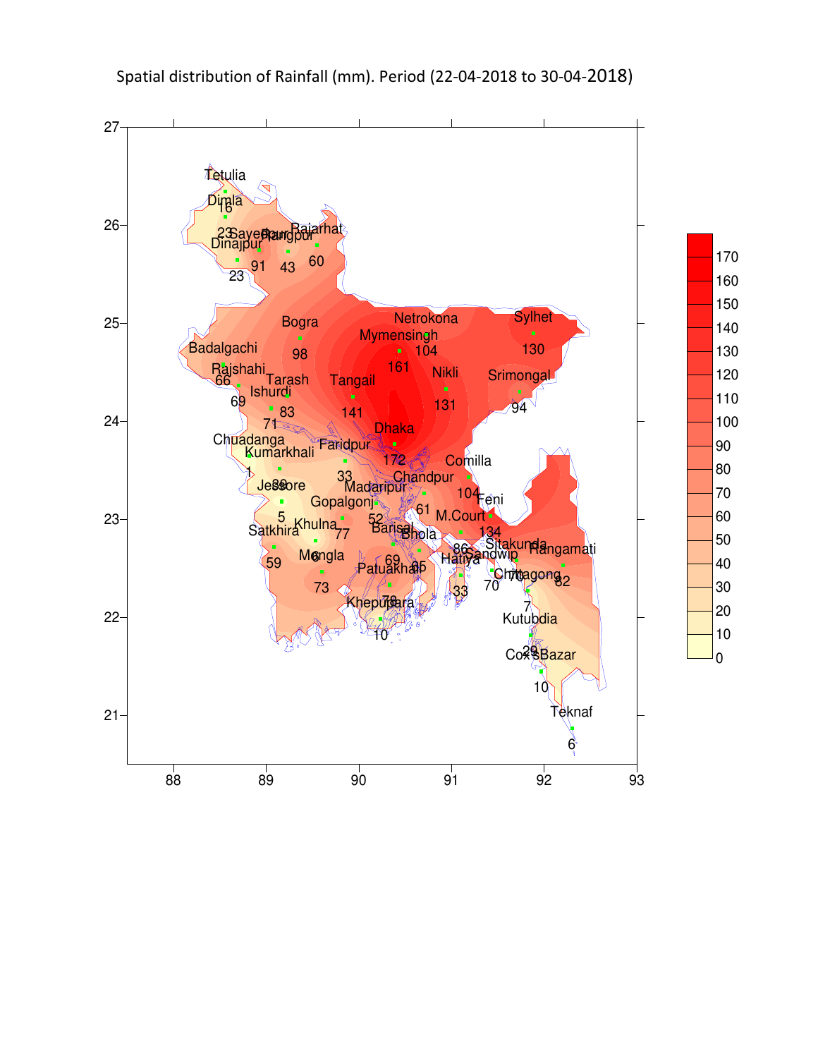Spatial distribution of Rainfall (mm). Period (22-04-2018 to 30-04-2018)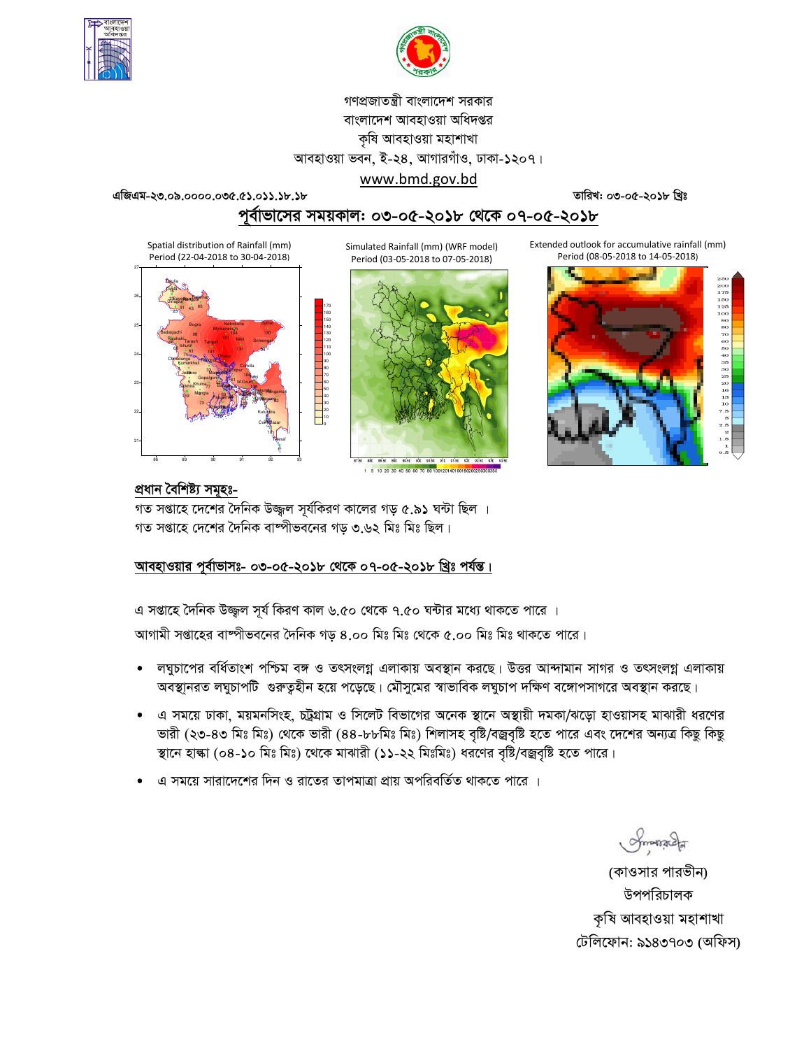গণপ্রজাতন্ত্রী বাংলাদেশ সরকার
বাংলাদেশ আবহাওয়া অধিদপ্তর
কৃষি আবহাওয়া মহাশাখা
আবহাওয়া ভবন, ই-২৪, আগারগাঁও, ঢাকা-১২০৭।
www.bmd.gov.bd

এজিএম-২৩.০৯.০০০০.০৩৫.৫১.০১১.১৮.১৮ তারিখ: ০৩-০৫-২০১৮ খ্রিঃ

## পূর্বাভাসের সময়কাল: ০৩-০৫-২০১৮ থেকে ০৭-০৫-২০১৮

Spatial distribution of Rainfall (mm) Period (22-04-2018 to 30-04-2018)

Simulated Rainfall (mm) (WRF model) Period (03-05-2018 to 07-05-2018)

Extended outlook for accumulative rainfall (mm) Period (08-05-2018 to 14-05-2018)

### প্রধান বৈশিষ্ট্য সমূহঃ-

গত সপ্তাহে দেশের দৈনিক উজ্জ্বল সূর্যকিরণ কালের গড় ৫.৯১ ঘন্টা ছিল ।
গত সপ্তাহে দেশের দৈনিক বাষ্পীভবনের গড় ৩.৬২ মিঃ মিঃ ছিল।

### আবহাওয়ার পূর্বাভাসঃ- ০৩-০৫-২০১৮ থেকে ০৭-০৫-২০১৮ খ্রিঃ পর্যন্ত।

এ সপ্তাহে দৈনিক উজ্জ্বল সূর্য কিরণ কাল ৬.৫০ থেকে ৭.৫০ ঘন্টার মধ্যে থাকতে পারে ।
আগামী সপ্তাহের বাষ্পীভবনের দৈনিক গড় ৪.০০ মিঃ মিঃ থেকে ৫.০০ মিঃ মিঃ থাকতে পারে।

- লঘুচাপের বর্ধিতাংশ পশ্চিম বঙ্গ ও তৎসংলগ্ন এলাকায় অবস্থান করছে। উত্তর আন্দামান সাগর ও তৎসংলগ্ন এলাকায় অবস্থানরত লঘুচাপটি গুরুত্বহীন হয়ে পড়েছে। মৌসুমের স্বাভাবিক লঘুচাপ দক্ষিণ বঙ্গোপসাগরে অবস্থান করছে।
- এ সময়ে ঢাকা, ময়মনসিংহ, চট্টগ্রাম ও সিলেট বিভাগের অনেক স্থানে অস্থায়ী দমকা/ঝড়ো হাওয়াসহ মাঝারী ধরণের ভারী (২৩-৪৩ মিঃ মিঃ) থেকে ভারী (৪৪-৮৮মিঃ মিঃ) শিলাসহ বৃষ্টি/বজ্রবৃষ্টি হতে পারে এবং দেশের অন্যত্র কিছু কিছু স্থানে হাল্কা (০৪-১০ মিঃ মিঃ) থেকে মাঝারী (১১-২২ মিঃমিঃ) ধরণের বৃষ্টি/বজ্রবৃষ্টি হতে পারে।
- এ সময়ে সারাদেশের দিন ও রাতের তাপমাত্রা প্রায় অপরিবর্তিত থাকতে পারে ।

(কাওসার পারভীন)
উপপরিচালক
কৃষি আবহাওয়া মহাশাখা
টেলিফোন: ৯১৪৩৭০৩ (অফিস)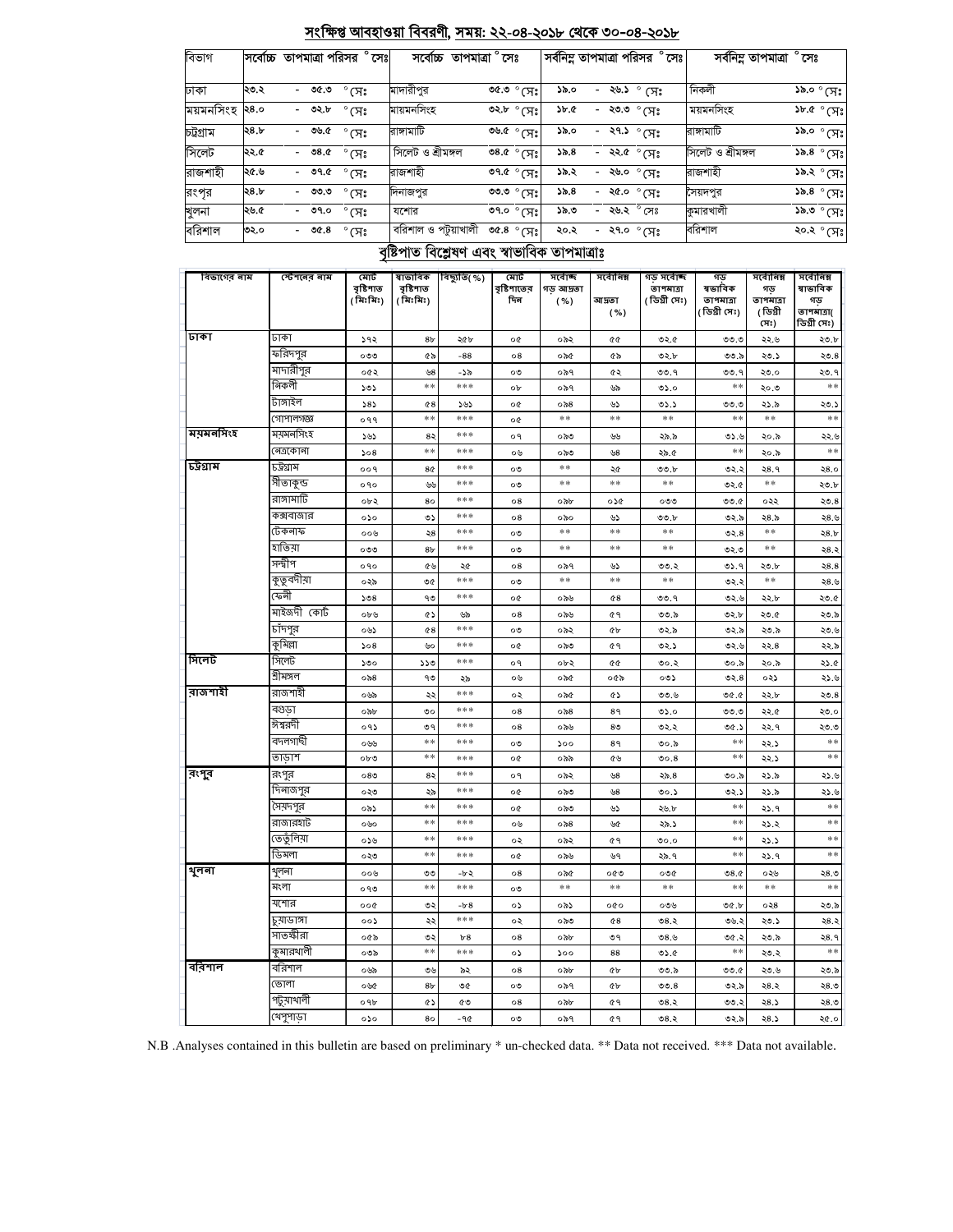## সংক্ষিপ্ত আবহাওয়া বিবরণী, সময়: ২২-০৪-২০১৮ থেকে ৩০-০৪-২০১৮

| বিভাগ | সর্বোচ্চ তাপমাত্রা পরিসর °সেঃ | সর্বোচ্চ তাপমাত্রা °সেঃ | | সর্বনিম্ন তাপমাত্রা পরিসর °সেঃ | সর্বনিম্ন তাপমাত্রা °সেঃ | |
|---|---|---|---|---|---|---|
| ঢাকা | ২৩.২ - ৩৫.৩ °সেঃ | মাদারীপুর | ৩৫.৩ °সেঃ | ১৯.০ - ২৬.১ °সেঃ | নিকলী | ১৯.০ °সেঃ |
| ময়মনসিংহ | ২৪.০ - ৩২.৮ °সেঃ | ময়মনসিংহ | ৩২.৮ °সেঃ | ১৮.৫ - ২৩.৩ °সেঃ | ময়মনসিংহ | ১৮.৫ °সেঃ |
| চট্টগ্রাম | ২৪.৮ - ৩৬.৫ °সেঃ | রাঙ্গামাটি | ৩৬.৫ °সেঃ | ১৯.০ - ২৭.১ °সেঃ | রাঙ্গামাটি | ১৯.০ °সেঃ |
| সিলেট | ২২.৫ - ৩৪.৫ °সেঃ | সিলেট ও শ্রীমঙ্গল | ৩৪.৫ °সেঃ | ১৯.৪ - ২২.৫ °সেঃ | সিলেট ও শ্রীমঙ্গল | ১৯.৪ °সেঃ |
| রাজশাহী | ২৫.৬ - ৩৭.৫ °সেঃ | রাজশাহী | ৩৭.৫ °সেঃ | ১৯.২ - ২৬.০ °সেঃ | রাজশাহী | ১৯.২ °সেঃ |
| রংপুর | ২৪.৮ - ৩৩.৩ °সেঃ | দিনাজপুর | ৩৩.৩ °সেঃ | ১৯.৪ - ২৫.০ °সেঃ | সৈয়দপুর | ১৯.৪ °সেঃ |
| খুলনা | ২৬.৫ - ৩৭.০ °সেঃ | যশোর | ৩৭.০ °সেঃ | ১৯.৩ - ২৬.২ °সেঃ | কুমারখালী | ১৯.৩ °সেঃ |
| বরিশাল | ৩২.০ - ৩৫.৪ °সেঃ | বরিশাল ও পটুয়াখালী | ৩৫.৪ °সেঃ | ২০.২ - ২৭.০ °সেঃ | বরিশাল | ২০.২ °সেঃ |

## বৃষ্টিপাত বিশ্লেষণ এবং স্বাভাবিক তাপমাত্রাঃ

| বিভাগের নাম | স্টেশনের নাম | মোট বৃষ্টিপাত (মিঃমিঃ) | স্বাভাবিক বৃষ্টিপাত (মিঃমিঃ) | বিচ্যুতি(%) | মোট বৃষ্টিপাতের দিন | সর্বোচ্চ গড় আদ্রতা (%) | সর্বোনিম্ন আদ্রতা (%) | গড় সর্বোচ্চ তাপমাত্রা (ডিগ্রী সেঃ) | গড় স্বাভাবিক তাপমাত্রা (ডিগ্রী সেঃ) | সর্বোনিম্ন গড় তাপমাত্রা (ডিগ্রী সেঃ) | সর্বোনিম্ন স্বাভাবিক গড় তাপমাত্রা( ডিগ্রী সেঃ) |
|---|---|---|---|---|---|---|---|---|---|---|---|
| ঢাকা | ঢাকা | ১৭২ | ৪৮ | ২৫৮ | ০৫ | ০৯২ | ৫৫ | ৩২.৫ | ৩৩.৩ | ২২.৬ | ২৩.৮ |
| | ফরিদপুর | ০৩৩ | ৫৯ | -৪৪ | ০৪ | ০৯৫ | ৫৯ | ৩২.৮ | ৩৩.৯ | ২৩.১ | ২৩.৪ |
| | মাদারীপুর | ০৫২ | ৬৪ | -১৯ | ০৩ | ০৯৭ | ৫২ | ৩৩.৭ | ৩৩.৭ | ২৩.০ | ২৩.৭ |
| | নিকলী | ১৩১ | ** | *** | ০৮ | ০৯৭ | ৬৯ | ৩১.০ | ** | ২০.৩ | ** |
| | টাঙ্গাইল | ১৪১ | ৫৪ | ১৬১ | ০৫ | ০৯৪ | ৬১ | ৩১.১ | ৩৩.৩ | ২১.৯ | ২৩.১ |
| | গোপালগঞ্জ | ০৭৭ | ** | *** | ০৫ | ** | ** | ** | ** | ** | ** |
| ময়মনসিংহ | ময়মনসিংহ | ১৬১ | ৪২ | *** | ০৭ | ০৯৩ | ৬৬ | ২৯.৯ | ৩১.৬ | ২০.৯ | ২২.৬ |
| | নেত্রকোনা | ১০৪ | ** | *** | ০৬ | ০৯৩ | ৬৪ | ২৯.৫ | ** | ২০.৯ | ** |
| চট্টগ্রাম | চট্টগ্রাম | ০০৭ | ৪৫ | *** | ০৩ | ** | ২৫ | ৩৩.৮ | ৩২.২ | ২৪.৭ | ২৪.০ |
| | সীতাকুন্ড | ০৭০ | ৬৬ | *** | ০৩ | ** | ** | ** | ৩২.৫ | ** | ২৩.৮ |
| | রাঙ্গামাটি | ০৮২ | ৪০ | *** | ০৪ | ০৯৮ | ০১৫ | ০৩৩ | ৩৩.৫ | ০২২ | ২৩.৪ |
| | কক্সবাজার | ০১০ | ৩১ | *** | ০৪ | ০৯০ | ৬১ | ৩৩.৮ | ৩২.৯ | ২৪.৯ | ২৪.৬ |
| | টেকনাফ | ০০৬ | ২৪ | *** | ০৩ | ** | ** | ** | ৩২.৪ | ** | ২৪.৮ |
| | হাতিয়া | ০৩৩ | ৪৮ | *** | ০৩ | ** | ** | ** | ৩২.৩ | ** | ২৪.২ |
| | সন্দ্বীপ | ০৭০ | ৫৬ | ২৫ | ০৪ | ০৯৭ | ৬১ | ৩৩.২ | ৩১.৭ | ২৩.৮ | ২৪.৪ |
| | কুতুবদীয়া | ০২৯ | ৩৫ | *** | ০৩ | ** | ** | ** | ৩২.২ | ** | ২৪.৬ |
| | ফেনী | ১৩৪ | ৭৩ | *** | ০৫ | ০৯৬ | ৫৪ | ৩৩.৭ | ৩২.৬ | ২২.৮ | ২৩.৫ |
| | মাইজদী কোর্ট | ০৮৬ | ৫১ | ৬৯ | ০৪ | ০৯৬ | ৫৭ | ৩৩.৯ | ৩২.৮ | ২৩.৫ | ২৩.৯ |
| | চাঁদপুর | ০৬১ | ৫৪ | *** | ০৩ | ০৯২ | ৫৮ | ৩২.৯ | ৩২.৯ | ২৩.৯ | ২৩.৬ |
| | কুমিল্লা | ১০৪ | ৬০ | *** | ০৫ | ০৯৩ | ৫৭ | ৩২.১ | ৩২.৬ | ২২.৪ | ২২.৯ |
| সিলেট | সিলেট | ১৩০ | ১১৩ | *** | ০৭ | ০৮২ | ৫৫ | ৩০.২ | ৩০.৯ | ২০.৯ | ২১.৫ |
| | শ্রীমঙ্গল | ০৯৪ | ৭৩ | ২৯ | ০৬ | ০৯৫ | ০৫৯ | ০৩১ | ৩২.৪ | ০২১ | ২১.৬ |
| রাজশাহী | রাজশাহী | ০৬৯ | ২২ | *** | ০২ | ০৯৫ | ৫১ | ৩৩.৬ | ৩৫.৫ | ২২.৮ | ২৩.৪ |
| | বগুড়া | ০৯৮ | ৩০ | *** | ০৪ | ০৯৪ | ৪৭ | ৩১.০ | ৩৩.৩ | ২২.৫ | ২৩.০ |
| | ঈশ্বরদী | ০৭১ | ৩৭ | *** | ০৪ | ০৯৬ | ৪৩ | ৩২.২ | ৩৫.১ | ২২.৭ | ২৩.৩ |
| | বদলগাছী | ০৬৬ | ** | *** | ০৩ | ১০০ | ৪৭ | ৩০.৯ | ** | ২২.১ | ** |
| | তাড়াশ | ০৮৩ | ** | *** | ০৫ | ০৯৯ | ৫৬ | ৩০.৪ | ** | ২২.১ | ** |
| রংপুর | রংপুর | ০৪৩ | ৪২ | *** | ০৭ | ০৯২ | ৬৪ | ২৯.৪ | ৩০.৯ | ২১.৯ | ২১.৬ |
| | দিনাজপুর | ০২৩ | ২৯ | *** | ০৫ | ০৯৩ | ৬৪ | ৩০.১ | ৩২.১ | ২১.৯ | ২১.৬ |
| | সৈয়দপুর | ০৯১ | ** | *** | ০৫ | ০৯৩ | ৬১ | ২৬.৮ | ** | ২১.৭ | ** |
| | রাজারহাট | ০৬০ | ** | *** | ০৬ | ০৯৪ | ৬৫ | ২৯.১ | ** | ২১.২ | ** |
| | তেঁতুলিয়া | ০১৬ | ** | *** | ০২ | ০৯২ | ৫৭ | ৩০.০ | ** | ২১.১ | ** |
| | ডিমলা | ০২৩ | ** | *** | ০৫ | ০৯৬ | ৬৭ | ২৯.৭ | ** | ২১.৭ | ** |
| খুলনা | খুলনা | ০০৬ | ৩৩ | -৮২ | ০৪ | ০৯৫ | ০৫৩ | ০৩৫ | ৩৪.৫ | ০২৬ | ২৪.৩ |
| | মংলা | ০৭৩ | ** | *** | ০৩ | ** | ** | ** | ** | ** | ** |
| | যশোর | ০০৫ | ৩২ | -৮৪ | ০১ | ০৯১ | ০৫০ | ০৩৬ | ৩৫.৮ | ০২৪ | ২৩.৯ |
| | চুয়াডাঙ্গা | ০০১ | ২২ | *** | ০২ | ০৯৩ | ৫৪ | ৩৪.২ | ৩৬.২ | ২৩.১ | ২৪.২ |
| | সাতক্ষীরা | ০৫৯ | ৩২ | ৮৪ | ০৪ | ০৯৮ | ৩৭ | ৩৪.৬ | ৩৫.২ | ২৩.৯ | ২৪.৭ |
| | কুমারখালী | ০৩৯ | ** | *** | ০১ | ১০০ | ৪৪ | ৩১.৫ | ** | ২৩.২ | ** |
| বরিশাল | বরিশাল | ০৬৯ | ৩৬ | ৯২ | ০৪ | ০৯৮ | ৫৮ | ৩৩.৯ | ৩৩.৫ | ২৩.৬ | ২৩.৯ |
| | ভোলা | ০৬৫ | ৪৮ | ৩৫ | ০৩ | ০৯৭ | ৫৮ | ৩৩.৪ | ৩২.৯ | ২৪.২ | ২৪.৩ |
| | পটুয়াখালী | ০৭৮ | ৫১ | ৫৩ | ০৪ | ০৯৮ | ৫৭ | ৩৪.২ | ৩৩.২ | ২৪.১ | ২৪.৩ |
| | খেপুপাড়া | ০১০ | ৪০ | -৭৫ | ০৩ | ০৯৭ | ৫৭ | ৩৪.২ | ৩২.৯ | ২৪.১ | ২৫.০ |

N.B .Analyses contained in this bulletin are based on preliminary * un-checked data. ** Data not received. *** Data not available.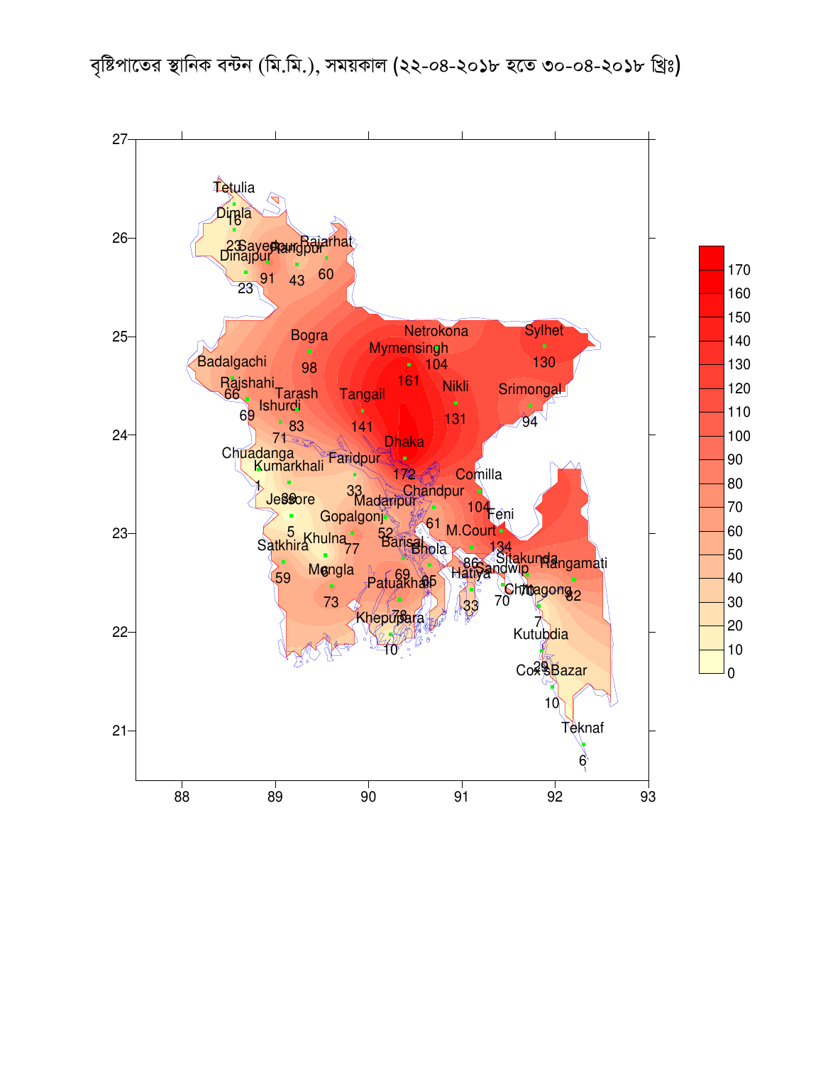বৃষ্টিপাতের স্থানিক বন্টন (মি.মি.), সময়কাল (২২-০৪-২০১৮ হতে ৩০-০৪-২০১৮ খ্রিঃ)

27
26
25
24
23
22
21

88
89
90
91
92
93

Tetulia
Dimla
16
23 Sayedpur Rangpur Rajarhat
Dinajpur
91
43
60
23
Bogra
98
Netrokona
Mymensingh
104
Sylhet
130
161
Badalgachi
Rajshahi
66
Tarash
Ishurdi
69
83
71
Tangail
141
Nikli
131
Srimongal
94
Chuadanga
Kumarkhali
1
Faridpur
33
Dhaka
172
Comilla
Chandpur
104
Jessore
39
Madaripur
Gopalgonj
52
61
Feni
5
M.Court
Khulna
77
Satkhira
Barisal
Bhola
134
59
Mongla
6
69
86
Sitakunda
Sandwip
Rangamati
Hatiya
Patuakhali
65
73
33
70
Chittagong
70
82
Khepupara
78
7
10
Kutubdia
29
Cox'sBazar
10
Teknaf
6

170
160
150
140
130
120
110
100
90
80
70
60
50
40
30
20
10
0